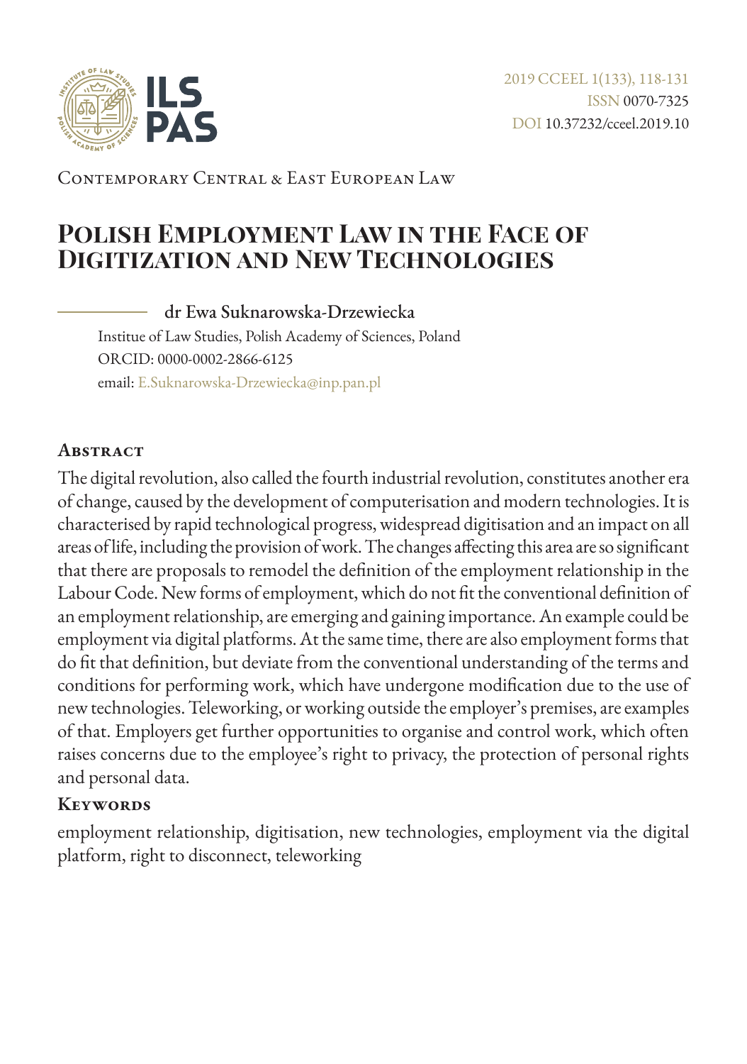Contemporary Central & East European Law

# Polish Employment Law in the Face of Digitization and New Technologies

**dr Ewa Suknarowska-Drzewiecka**

Institue of Law Studies, Polish Academy of Sciences, Poland
ORCID: 0000-0002-2866-6125
email: E.Suknarowska-Drzewiecka@inp.pan.pl

## Abstract

The digital revolution, also called the fourth industrial revolution, constitutes another era of change, caused by the development of computerisation and modern technologies. It is characterised by rapid technological progress, widespread digitisation and an impact on all areas of life, including the provision of work. The changes affecting this area are so significant that there are proposals to remodel the definition of the employment relationship in the Labour Code. New forms of employment, which do not fit the conventional definition of an employment relationship, are emerging and gaining importance. An example could be employment via digital platforms. At the same time, there are also employment forms that do fit that definition, but deviate from the conventional understanding of the terms and conditions for performing work, which have undergone modification due to the use of new technologies. Teleworking, or working outside the employer's premises, are examples of that. Employers get further opportunities to organise and control work, which often raises concerns due to the employee's right to privacy, the protection of personal rights and personal data.

## Keywords

employment relationship, digitisation, new technologies, employment via the digital platform, right to disconnect, teleworking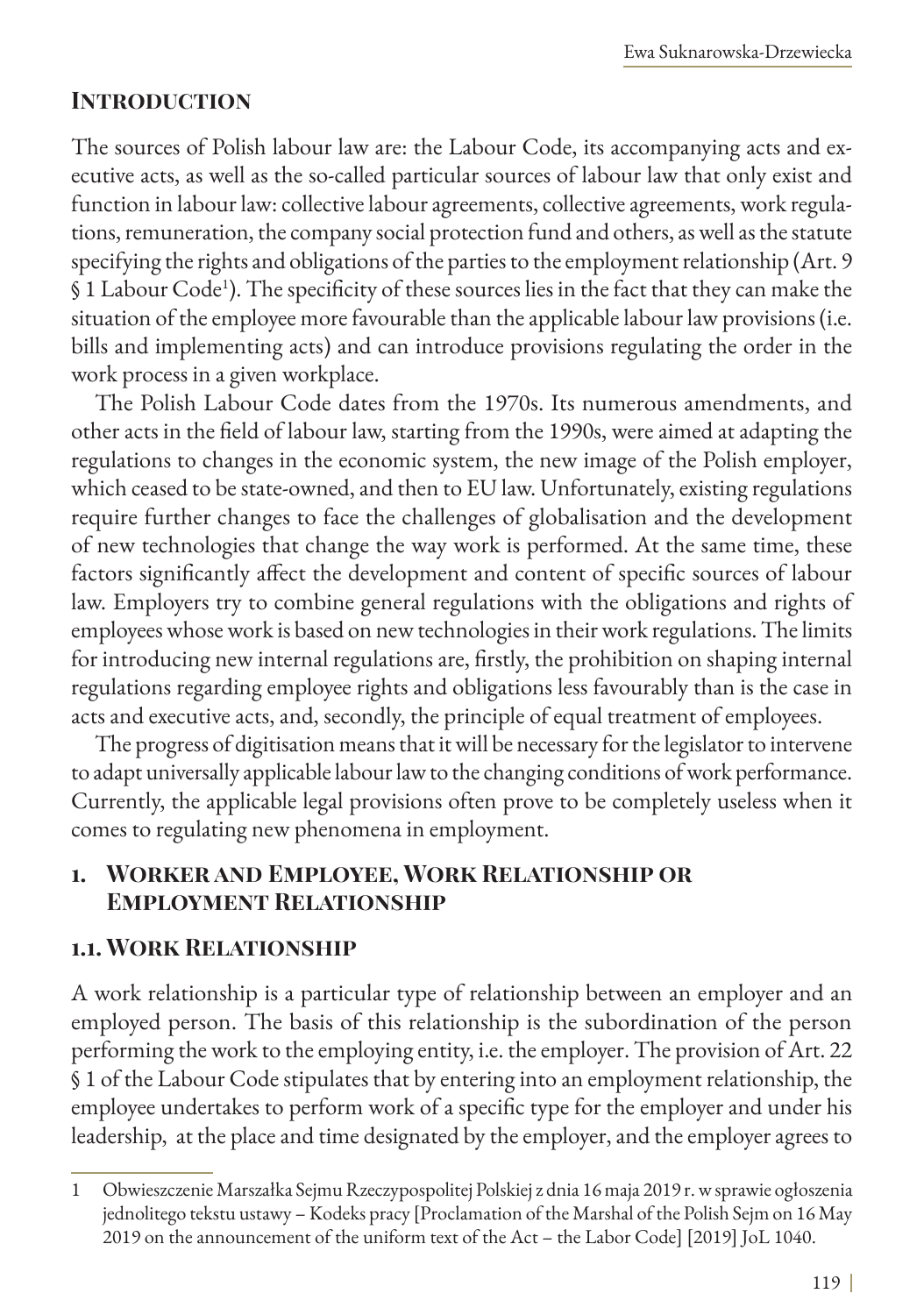## Introduction

The sources of Polish labour law are: the Labour Code, its accompanying acts and executive acts, as well as the so-called particular sources of labour law that only exist and function in labour law: collective labour agreements, collective agreements, work regulations, remuneration, the company social protection fund and others, as well as the statute specifying the rights and obligations of the parties to the employment relationship (Art. 9 § 1 Labour Code[1]). The specificity of these sources lies in the fact that they can make the situation of the employee more favourable than the applicable labour law provisions (i.e. bills and implementing acts) and can introduce provisions regulating the order in the work process in a given workplace.

The Polish Labour Code dates from the 1970s. Its numerous amendments, and other acts in the field of labour law, starting from the 1990s, were aimed at adapting the regulations to changes in the economic system, the new image of the Polish employer, which ceased to be state-owned, and then to EU law. Unfortunately, existing regulations require further changes to face the challenges of globalisation and the development of new technologies that change the way work is performed. At the same time, these factors significantly affect the development and content of specific sources of labour law. Employers try to combine general regulations with the obligations and rights of employees whose work is based on new technologies in their work regulations. The limits for introducing new internal regulations are, firstly, the prohibition on shaping internal regulations regarding employee rights and obligations less favourably than is the case in acts and executive acts, and, secondly, the principle of equal treatment of employees.

The progress of digitisation means that it will be necessary for the legislator to intervene to adapt universally applicable labour law to the changing conditions of work performance. Currently, the applicable legal provisions often prove to be completely useless when it comes to regulating new phenomena in employment.

## 1. Worker and Employee, Work Relationship or Employment Relationship

### 1.1. Work Relationship

A work relationship is a particular type of relationship between an employer and an employed person. The basis of this relationship is the subordination of the person performing the work to the employing entity, i.e. the employer. The provision of Art. 22 § 1 of the Labour Code stipulates that by entering into an employment relationship, the employee undertakes to perform work of a specific type for the employer and under his leadership, at the place and time designated by the employer, and the employer agrees to

---

1 Obwieszczenie Marszałka Sejmu Rzeczypospolitej Polskiej z dnia 16 maja 2019 r. w sprawie ogłoszenia jednolitego tekstu ustawy – Kodeks pracy [Proclamation of the Marshal of the Polish Sejm on 16 May 2019 on the announcement of the uniform text of the Act – the Labor Code] [2019] JoL 1040.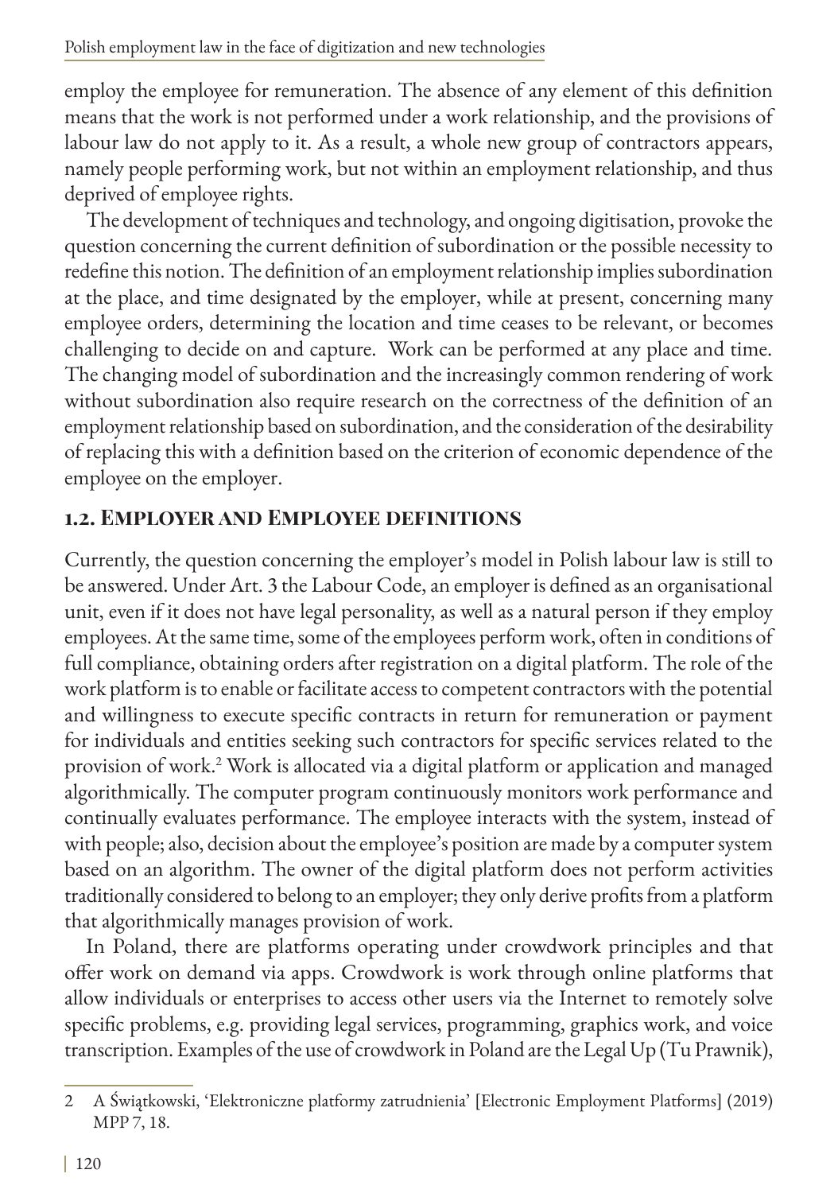employ the employee for remuneration. The absence of any element of this definition means that the work is not performed under a work relationship, and the provisions of labour law do not apply to it. As a result, a whole new group of contractors appears, namely people performing work, but not within an employment relationship, and thus deprived of employee rights.

The development of techniques and technology, and ongoing digitisation, provoke the question concerning the current definition of subordination or the possible necessity to redefine this notion. The definition of an employment relationship implies subordination at the place, and time designated by the employer, while at present, concerning many employee orders, determining the location and time ceases to be relevant, or becomes challenging to decide on and capture. Work can be performed at any place and time. The changing model of subordination and the increasingly common rendering of work without subordination also require research on the correctness of the definition of an employment relationship based on subordination, and the consideration of the desirability of replacing this with a definition based on the criterion of economic dependence of the employee on the employer.

## 1.2. Employer and Employee definitions

Currently, the question concerning the employer's model in Polish labour law is still to be answered. Under Art. 3 the Labour Code, an employer is defined as an organisational unit, even if it does not have legal personality, as well as a natural person if they employ employees. At the same time, some of the employees perform work, often in conditions of full compliance, obtaining orders after registration on a digital platform. The role of the work platform is to enable or facilitate access to competent contractors with the potential and willingness to execute specific contracts in return for remuneration or payment for individuals and entities seeking such contractors for specific services related to the provision of work.[2] Work is allocated via a digital platform or application and managed algorithmically. The computer program continuously monitors work performance and continually evaluates performance. The employee interacts with the system, instead of with people; also, decision about the employee's position are made by a computer system based on an algorithm. The owner of the digital platform does not perform activities traditionally considered to belong to an employer; they only derive profits from a platform that algorithmically manages provision of work.

In Poland, there are platforms operating under crowdwork principles and that offer work on demand via apps. Crowdwork is work through online platforms that allow individuals or enterprises to access other users via the Internet to remotely solve specific problems, e.g. providing legal services, programming, graphics work, and voice transcription. Examples of the use of crowdwork in Poland are the Legal Up (Tu Prawnik),

2 A Świątkowski, 'Elektroniczne platformy zatrudnienia' [Electronic Employment Platforms] (2019) MPP 7, 18.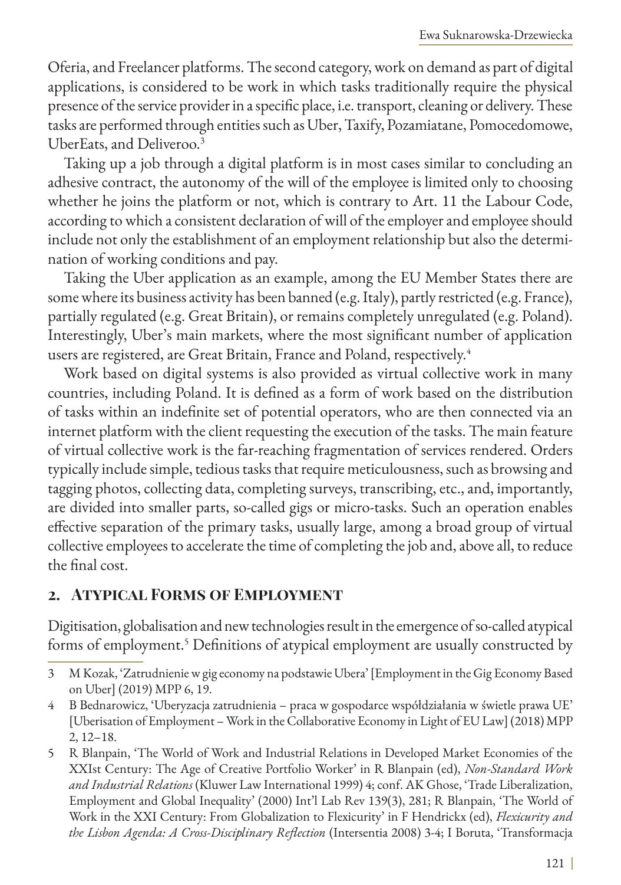Oferia, and Freelancer platforms. The second category, work on demand as part of digital applications, is considered to be work in which tasks traditionally require the physical presence of the service provider in a specific place, i.e. transport, cleaning or delivery. These tasks are performed through entities such as Uber, Taxify, Pozamiatane, Pomocedomowe, UberEats, and Deliveroo.[3]

Taking up a job through a digital platform is in most cases similar to concluding an adhesive contract, the autonomy of the will of the employee is limited only to choosing whether he joins the platform or not, which is contrary to Art. 11 the Labour Code, according to which a consistent declaration of will of the employer and employee should include not only the establishment of an employment relationship but also the determination of working conditions and pay.

Taking the Uber application as an example, among the EU Member States there are some where its business activity has been banned (e.g. Italy), partly restricted (e.g. France), partially regulated (e.g. Great Britain), or remains completely unregulated (e.g. Poland). Interestingly, Uber's main markets, where the most significant number of application users are registered, are Great Britain, France and Poland, respectively.[4]

Work based on digital systems is also provided as virtual collective work in many countries, including Poland. It is defined as a form of work based on the distribution of tasks within an indefinite set of potential operators, who are then connected via an internet platform with the client requesting the execution of the tasks. The main feature of virtual collective work is the far-reaching fragmentation of services rendered. Orders typically include simple, tedious tasks that require meticulousness, such as browsing and tagging photos, collecting data, completing surveys, transcribing, etc., and, importantly, are divided into smaller parts, so-called gigs or micro-tasks. Such an operation enables effective separation of the primary tasks, usually large, among a broad group of virtual collective employees to accelerate the time of completing the job and, above all, to reduce the final cost.

## 2. Atypical Forms of Employment

Digitisation, globalisation and new technologies result in the emergence of so-called atypical forms of employment.[5] Definitions of atypical employment are usually constructed by

---

3 M Kozak, 'Zatrudnienie w gig economy na podstawie Ubera' [Employment in the Gig Economy Based on Uber] (2019) MPP 6, 19.

4 B Bednarowicz, 'Uberyzacja zatrudnienia – praca w gospodarce współdziałania w świetle prawa UE' [Uberisation of Employment – Work in the Collaborative Economy in Light of EU Law] (2018) MPP 2, 12–18.

5 R Blanpain, 'The World of Work and Industrial Relations in Developed Market Economies of the XXIst Century: The Age of Creative Portfolio Worker' in R Blanpain (ed), *Non-Standard Work and Industrial Relations* (Kluwer Law International 1999) 4; conf. AK Ghose, 'Trade Liberalization, Employment and Global Inequality' (2000) Int'l Lab Rev 139(3), 281; R Blanpain, 'The World of Work in the XXI Century: From Globalization to Flexicurity' in F Hendrickx (ed), *Flexicurity and the Lisbon Agenda: A Cross-Disciplinary Reflection* (Intersentia 2008) 3-4; I Boruta, 'Transformacja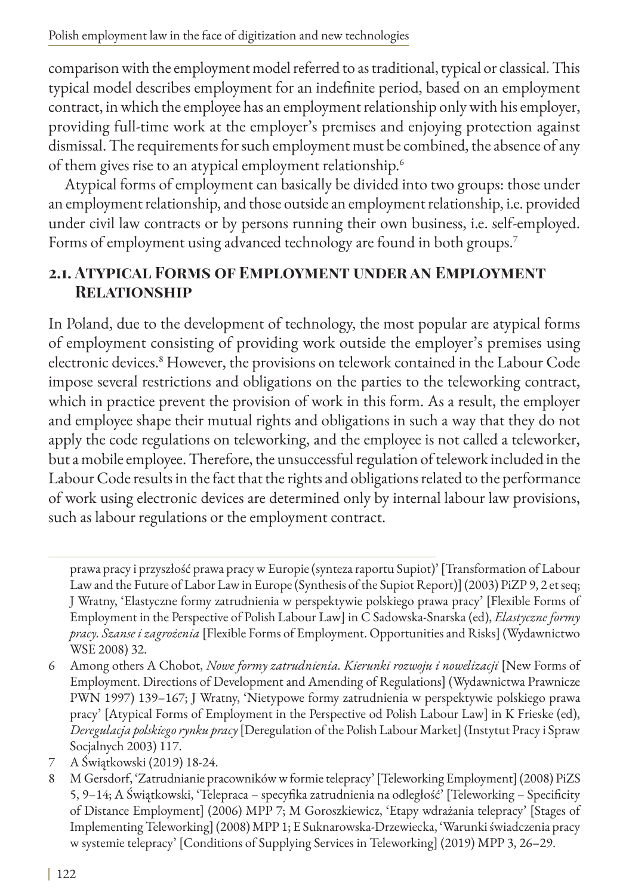comparison with the employment model referred to as traditional, typical or classical. This typical model describes employment for an indefinite period, based on an employment contract, in which the employee has an employment relationship only with his employer, providing full-time work at the employer's premises and enjoying protection against dismissal. The requirements for such employment must be combined, the absence of any of them gives rise to an atypical employment relationship.[6]

Atypical forms of employment can basically be divided into two groups: those under an employment relationship, and those outside an employment relationship, i.e. provided under civil law contracts or by persons running their own business, i.e. self-employed. Forms of employment using advanced technology are found in both groups.[7]

## 2.1. Atypical Forms of Employment under an Employment Relationship

In Poland, due to the development of technology, the most popular are atypical forms of employment consisting of providing work outside the employer's premises using electronic devices.[8] However, the provisions on telework contained in the Labour Code impose several restrictions and obligations on the parties to the teleworking contract, which in practice prevent the provision of work in this form. As a result, the employer and employee shape their mutual rights and obligations in such a way that they do not apply the code regulations on teleworking, and the employee is not called a teleworker, but a mobile employee. Therefore, the unsuccessful regulation of telework included in the Labour Code results in the fact that the rights and obligations related to the performance of work using electronic devices are determined only by internal labour law provisions, such as labour regulations or the employment contract.

---

prawa pracy i przyszłość prawa pracy w Europie (synteza raportu Supiot)' [Transformation of Labour Law and the Future of Labor Law in Europe (Synthesis of the Supiot Report)] (2003) PiZP 9, 2 et seq; J Wratny, 'Elastyczne formy zatrudnienia w perspektywie polskiego prawa pracy' [Flexible Forms of Employment in the Perspective of Polish Labour Law] in C Sadowska-Snarska (ed), *Elastyczne formy pracy. Szanse i zagrożenia* [Flexible Forms of Employment. Opportunities and Risks] (Wydawnictwo WSE 2008) 32.

6 Among others A Chobot, *Nowe formy zatrudnienia. Kierunki rozwoju i nowelizacji* [New Forms of Employment. Directions of Development and Amending of Regulations] (Wydawnictwa Prawnicze PWN 1997) 139–167; J Wratny, 'Nietypowe formy zatrudnienia w perspektywie polskiego prawa pracy' [Atypical Forms of Employment in the Perspective od Polish Labour Law] in K Frieske (ed), *Deregulacja polskiego rynku pracy* [Deregulation of the Polish Labour Market] (Instytut Pracy i Spraw Socjalnych 2003) 117.

7 A Świątkowski (2019) 18-24.

8 M Gersdorf, 'Zatrudnianie pracowników w formie telepracy' [Teleworking Employment] (2008) PiZS 5, 9–14; A Świątkowski, 'Telepraca – specyfika zatrudnienia na odległość' [Teleworking – Specificity of Distance Employment] (2006) MPP 7; M Goroszkiewicz, 'Etapy wdrażania telepracy' [Stages of Implementing Teleworking] (2008) MPP 1; E Suknarowska-Drzewiecka, 'Warunki świadczenia pracy w systemie telepracy' [Conditions of Supplying Services in Teleworking] (2019) MPP 3, 26–29.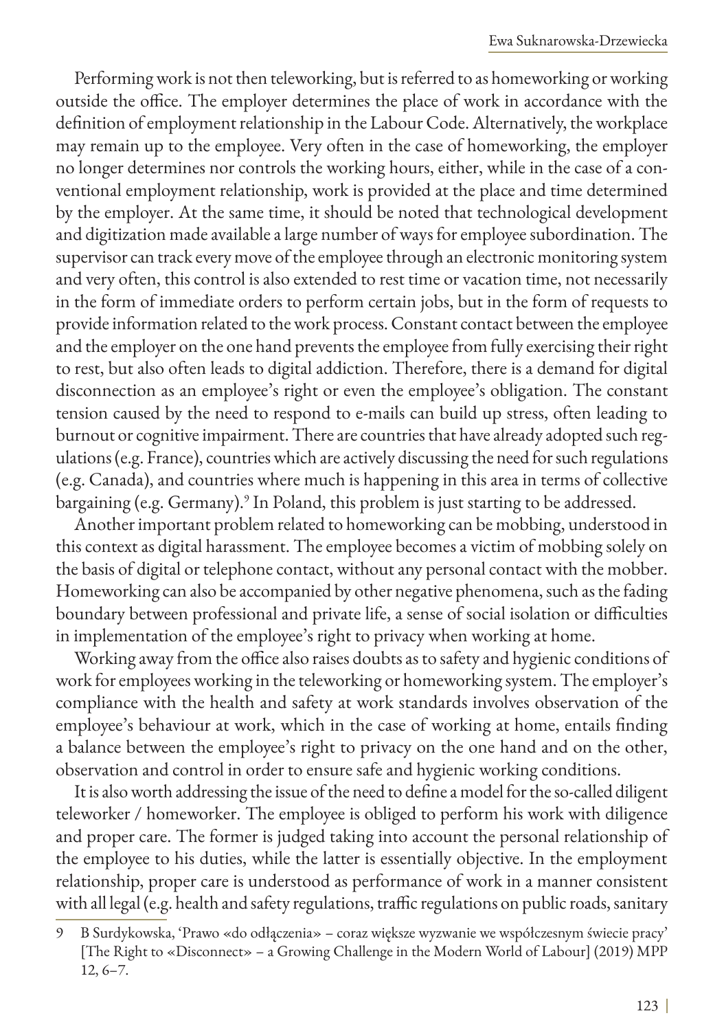Performing work is not then teleworking, but is referred to as homeworking or working outside the office. The employer determines the place of work in accordance with the definition of employment relationship in the Labour Code. Alternatively, the workplace may remain up to the employee. Very often in the case of homeworking, the employer no longer determines nor controls the working hours, either, while in the case of a conventional employment relationship, work is provided at the place and time determined by the employer. At the same time, it should be noted that technological development and digitization made available a large number of ways for employee subordination. The supervisor can track every move of the employee through an electronic monitoring system and very often, this control is also extended to rest time or vacation time, not necessarily in the form of immediate orders to perform certain jobs, but in the form of requests to provide information related to the work process. Constant contact between the employee and the employer on the one hand prevents the employee from fully exercising their right to rest, but also often leads to digital addiction. Therefore, there is a demand for digital disconnection as an employee's right or even the employee's obligation. The constant tension caused by the need to respond to e-mails can build up stress, often leading to burnout or cognitive impairment. There are countries that have already adopted such regulations (e.g. France), countries which are actively discussing the need for such regulations (e.g. Canada), and countries where much is happening in this area in terms of collective bargaining (e.g. Germany).[9] In Poland, this problem is just starting to be addressed.

Another important problem related to homeworking can be mobbing, understood in this context as digital harassment. The employee becomes a victim of mobbing solely on the basis of digital or telephone contact, without any personal contact with the mobber. Homeworking can also be accompanied by other negative phenomena, such as the fading boundary between professional and private life, a sense of social isolation or difficulties in implementation of the employee's right to privacy when working at home.

Working away from the office also raises doubts as to safety and hygienic conditions of work for employees working in the teleworking or homeworking system. The employer's compliance with the health and safety at work standards involves observation of the employee's behaviour at work, which in the case of working at home, entails finding a balance between the employee's right to privacy on the one hand and on the other, observation and control in order to ensure safe and hygienic working conditions.

It is also worth addressing the issue of the need to define a model for the so-called diligent teleworker / homeworker. The employee is obliged to perform his work with diligence and proper care. The former is judged taking into account the personal relationship of the employee to his duties, while the latter is essentially objective. In the employment relationship, proper care is understood as performance of work in a manner consistent with all legal (e.g. health and safety regulations, traffic regulations on public roads, sanitary

---

9 B Surdykowska, 'Prawo «do odłączenia» – coraz większe wyzwanie we współczesnym świecie pracy' [The Right to «Disconnect» – a Growing Challenge in the Modern World of Labour] (2019) MPP 12, 6–7.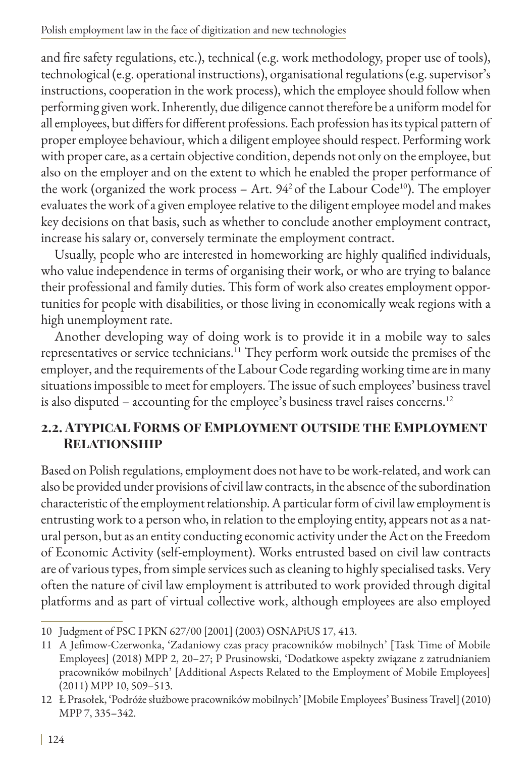and fire safety regulations, etc.), technical (e.g. work methodology, proper use of tools), technological (e.g. operational instructions), organisational regulations (e.g. supervisor's instructions, cooperation in the work process), which the employee should follow when performing given work. Inherently, due diligence cannot therefore be a uniform model for all employees, but differs for different professions. Each profession has its typical pattern of proper employee behaviour, which a diligent employee should respect. Performing work with proper care, as a certain objective condition, depends not only on the employee, but also on the employer and on the extent to which he enabled the proper performance of the work (organized the work process – Art. $94^2$ of the Labour Code[10]). The employer evaluates the work of a given employee relative to the diligent employee model and makes key decisions on that basis, such as whether to conclude another employment contract, increase his salary or, conversely terminate the employment contract.

Usually, people who are interested in homeworking are highly qualified individuals, who value independence in terms of organising their work, or who are trying to balance their professional and family duties. This form of work also creates employment opportunities for people with disabilities, or those living in economically weak regions with a high unemployment rate.

Another developing way of doing work is to provide it in a mobile way to sales representatives or service technicians.[11] They perform work outside the premises of the employer, and the requirements of the Labour Code regarding working time are in many situations impossible to meet for employers. The issue of such employees' business travel is also disputed – accounting for the employee's business travel raises concerns.[12]

## 2.2. Atypical Forms of Employment outside the Employment Relationship

Based on Polish regulations, employment does not have to be work-related, and work can also be provided under provisions of civil law contracts, in the absence of the subordination characteristic of the employment relationship. A particular form of civil law employment is entrusting work to a person who, in relation to the employing entity, appears not as a natural person, but as an entity conducting economic activity under the Act on the Freedom of Economic Activity (self-employment). Works entrusted based on civil law contracts are of various types, from simple services such as cleaning to highly specialised tasks. Very often the nature of civil law employment is attributed to work provided through digital platforms and as part of virtual collective work, although employees are also employed

---

10 Judgment of PSC I PKN 627/00 [2001] (2003) OSNAPiUS 17, 413.

11 A Jefimow-Czerwonka, 'Zadaniowy czas pracy pracowników mobilnych' [Task Time of Mobile Employees] (2018) MPP 2, 20–27; P Prusinowski, 'Dodatkowe aspekty związane z zatrudnianiem pracowników mobilnych' [Additional Aspects Related to the Employment of Mobile Employees] (2011) MPP 10, 509–513.

12 Ł Prasołek, 'Podróże służbowe pracowników mobilnych' [Mobile Employees' Business Travel] (2010) MPP 7, 335–342.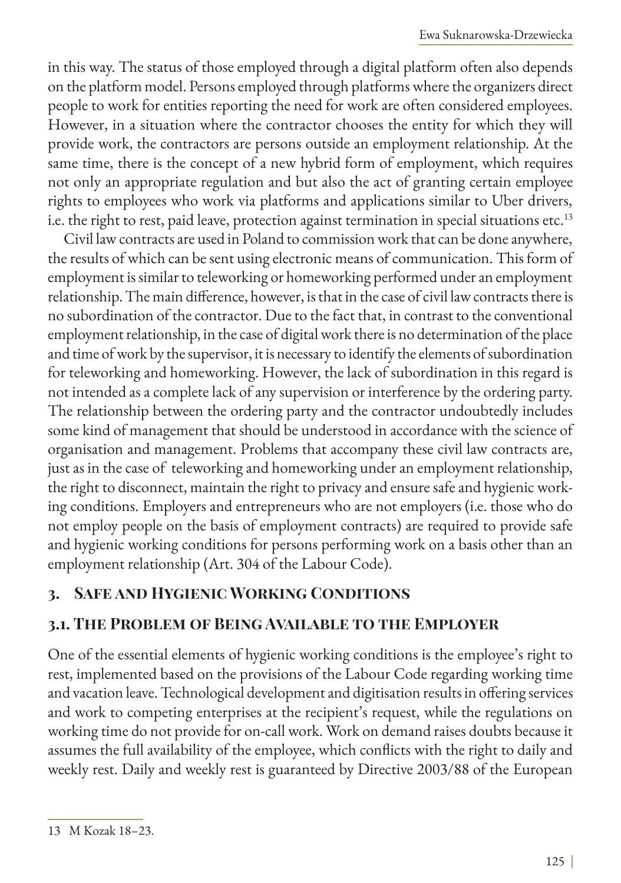in this way. The status of those employed through a digital platform often also depends on the platform model. Persons employed through platforms where the organizers direct people to work for entities reporting the need for work are often considered employees. However, in a situation where the contractor chooses the entity for which they will provide work, the contractors are persons outside an employment relationship. At the same time, there is the concept of a new hybrid form of employment, which requires not only an appropriate regulation and but also the act of granting certain employee rights to employees who work via platforms and applications similar to Uber drivers, i.e. the right to rest, paid leave, protection against termination in special situations etc.[13]

Civil law contracts are used in Poland to commission work that can be done anywhere, the results of which can be sent using electronic means of communication. This form of employment is similar to teleworking or homeworking performed under an employment relationship. The main difference, however, is that in the case of civil law contracts there is no subordination of the contractor. Due to the fact that, in contrast to the conventional employment relationship, in the case of digital work there is no determination of the place and time of work by the supervisor, it is necessary to identify the elements of subordination for teleworking and homeworking. However, the lack of subordination in this regard is not intended as a complete lack of any supervision or interference by the ordering party. The relationship between the ordering party and the contractor undoubtedly includes some kind of management that should be understood in accordance with the science of organisation and management. Problems that accompany these civil law contracts are, just as in the case of teleworking and homeworking under an employment relationship, the right to disconnect, maintain the right to privacy and ensure safe and hygienic working conditions. Employers and entrepreneurs who are not employers (i.e. those who do not employ people on the basis of employment contracts) are required to provide safe and hygienic working conditions for persons performing work on a basis other than an employment relationship (Art. 304 of the Labour Code).

## 3. Safe and Hygienic Working Conditions

### 3.1. The Problem of Being Available to the Employer

One of the essential elements of hygienic working conditions is the employee's right to rest, implemented based on the provisions of the Labour Code regarding working time and vacation leave. Technological development and digitisation results in offering services and work to competing enterprises at the recipient's request, while the regulations on working time do not provide for on-call work. Work on demand raises doubts because it assumes the full availability of the employee, which conflicts with the right to daily and weekly rest. Daily and weekly rest is guaranteed by Directive 2003/88 of the European

---

13 M Kozak 18–23.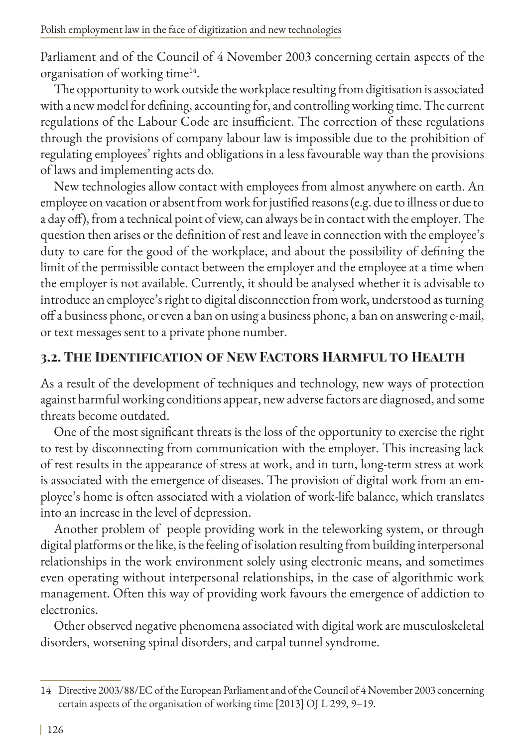Parliament and of the Council of 4 November 2003 concerning certain aspects of the organisation of working time[14].

The opportunity to work outside the workplace resulting from digitisation is associated with a new model for defining, accounting for, and controlling working time. The current regulations of the Labour Code are insufficient. The correction of these regulations through the provisions of company labour law is impossible due to the prohibition of regulating employees' rights and obligations in a less favourable way than the provisions of laws and implementing acts do.

New technologies allow contact with employees from almost anywhere on earth. An employee on vacation or absent from work for justified reasons (e.g. due to illness or due to a day off), from a technical point of view, can always be in contact with the employer. The question then arises or the definition of rest and leave in connection with the employee's duty to care for the good of the workplace, and about the possibility of defining the limit of the permissible contact between the employer and the employee at a time when the employer is not available. Currently, it should be analysed whether it is advisable to introduce an employee's right to digital disconnection from work, understood as turning off a business phone, or even a ban on using a business phone, a ban on answering e-mail, or text messages sent to a private phone number.

## 3.2. The Identification of New Factors Harmful to Health

As a result of the development of techniques and technology, new ways of protection against harmful working conditions appear, new adverse factors are diagnosed, and some threats become outdated.

One of the most significant threats is the loss of the opportunity to exercise the right to rest by disconnecting from communication with the employer. This increasing lack of rest results in the appearance of stress at work, and in turn, long-term stress at work is associated with the emergence of diseases. The provision of digital work from an employee's home is often associated with a violation of work-life balance, which translates into an increase in the level of depression.

Another problem of people providing work in the teleworking system, or through digital platforms or the like, is the feeling of isolation resulting from building interpersonal relationships in the work environment solely using electronic means, and sometimes even operating without interpersonal relationships, in the case of algorithmic work management. Often this way of providing work favours the emergence of addiction to electronics.

Other observed negative phenomena associated with digital work are musculoskeletal disorders, worsening spinal disorders, and carpal tunnel syndrome.

---

14 Directive 2003/88/EC of the European Parliament and of the Council of 4 November 2003 concerning certain aspects of the organisation of working time [2013] OJ L 299, 9–19.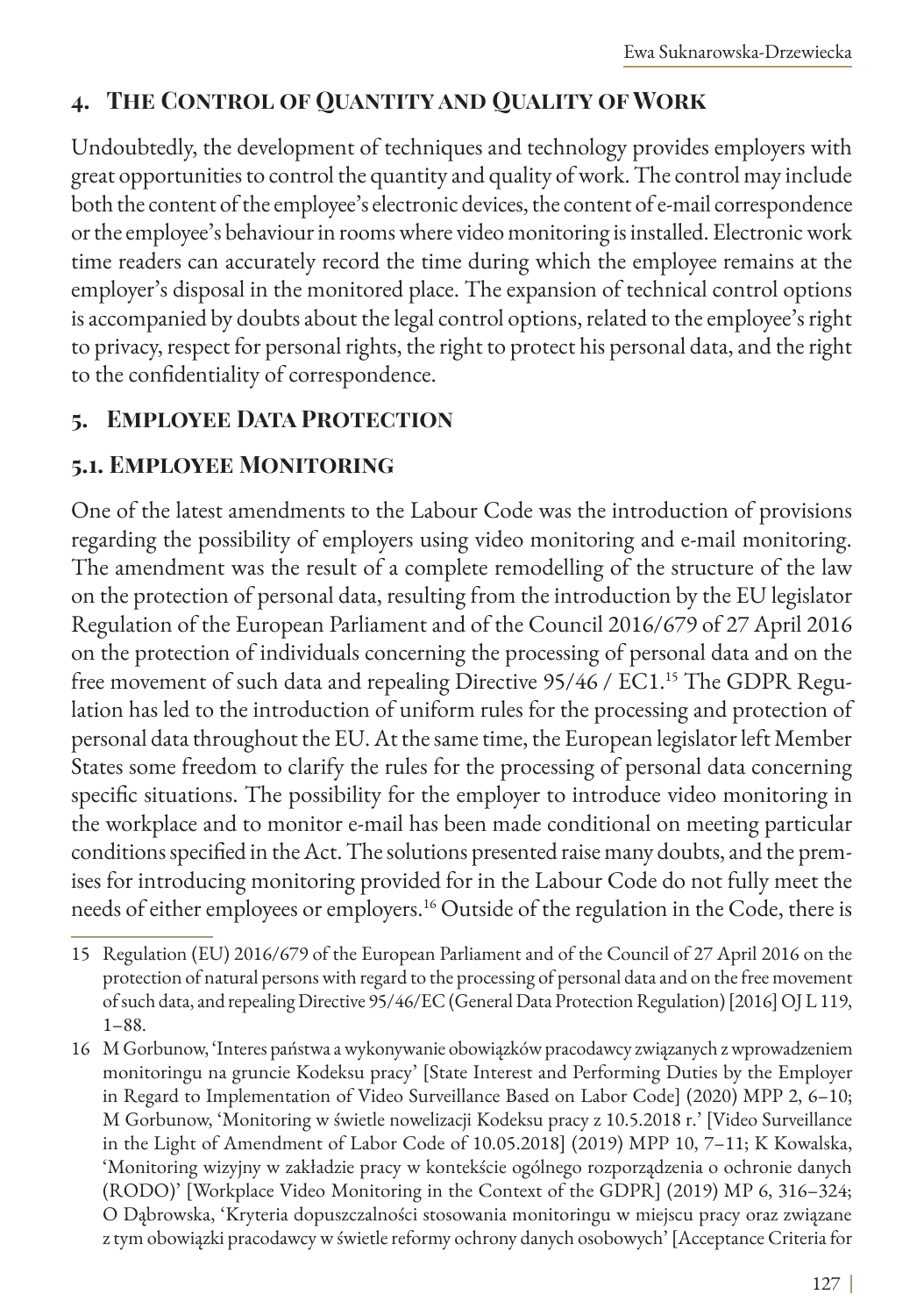## 4. The Control of Quantity and Quality of Work

Undoubtedly, the development of techniques and technology provides employers with great opportunities to control the quantity and quality of work. The control may include both the content of the employee's electronic devices, the content of e-mail correspondence or the employee's behaviour in rooms where video monitoring is installed. Electronic work time readers can accurately record the time during which the employee remains at the employer's disposal in the monitored place. The expansion of technical control options is accompanied by doubts about the legal control options, related to the employee's right to privacy, respect for personal rights, the right to protect his personal data, and the right to the confidentiality of correspondence.

## 5. Employee Data Protection

### 5.1. Employee Monitoring

One of the latest amendments to the Labour Code was the introduction of provisions regarding the possibility of employers using video monitoring and e-mail monitoring. The amendment was the result of a complete remodelling of the structure of the law on the protection of personal data, resulting from the introduction by the EU legislator Regulation of the European Parliament and of the Council 2016/679 of 27 April 2016 on the protection of individuals concerning the processing of personal data and on the free movement of such data and repealing Directive 95/46 / EC1.[15] The GDPR Regulation has led to the introduction of uniform rules for the processing and protection of personal data throughout the EU. At the same time, the European legislator left Member States some freedom to clarify the rules for the processing of personal data concerning specific situations. The possibility for the employer to introduce video monitoring in the workplace and to monitor e-mail has been made conditional on meeting particular conditions specified in the Act. The solutions presented raise many doubts, and the premises for introducing monitoring provided for in the Labour Code do not fully meet the needs of either employees or employers.[16] Outside of the regulation in the Code, there is

---

15 Regulation (EU) 2016/679 of the European Parliament and of the Council of 27 April 2016 on the protection of natural persons with regard to the processing of personal data and on the free movement of such data, and repealing Directive 95/46/EC (General Data Protection Regulation) [2016] OJ L 119, 1–88.

16 M Gorbunow, 'Interes państwa a wykonywanie obowiązków pracodawcy związanych z wprowadzeniem monitoringu na gruncie Kodeksu pracy' [State Interest and Performing Duties by the Employer in Regard to Implementation of Video Surveillance Based on Labor Code] (2020) MPP 2, 6–10; M Gorbunow, 'Monitoring w świetle nowelizacji Kodeksu pracy z 10.5.2018 r.' [Video Surveillance in the Light of Amendment of Labor Code of 10.05.2018] (2019) MPP 10, 7–11; K Kowalska, 'Monitoring wizyjny w zakładzie pracy w kontekście ogólnego rozporządzenia o ochronie danych (RODO)' [Workplace Video Monitoring in the Context of the GDPR] (2019) MP 6, 316–324; O Dąbrowska, 'Kryteria dopuszczalności stosowania monitoringu w miejscu pracy oraz związane z tym obowiązki pracodawcy w świetle reformy ochrony danych osobowych' [Acceptance Criteria for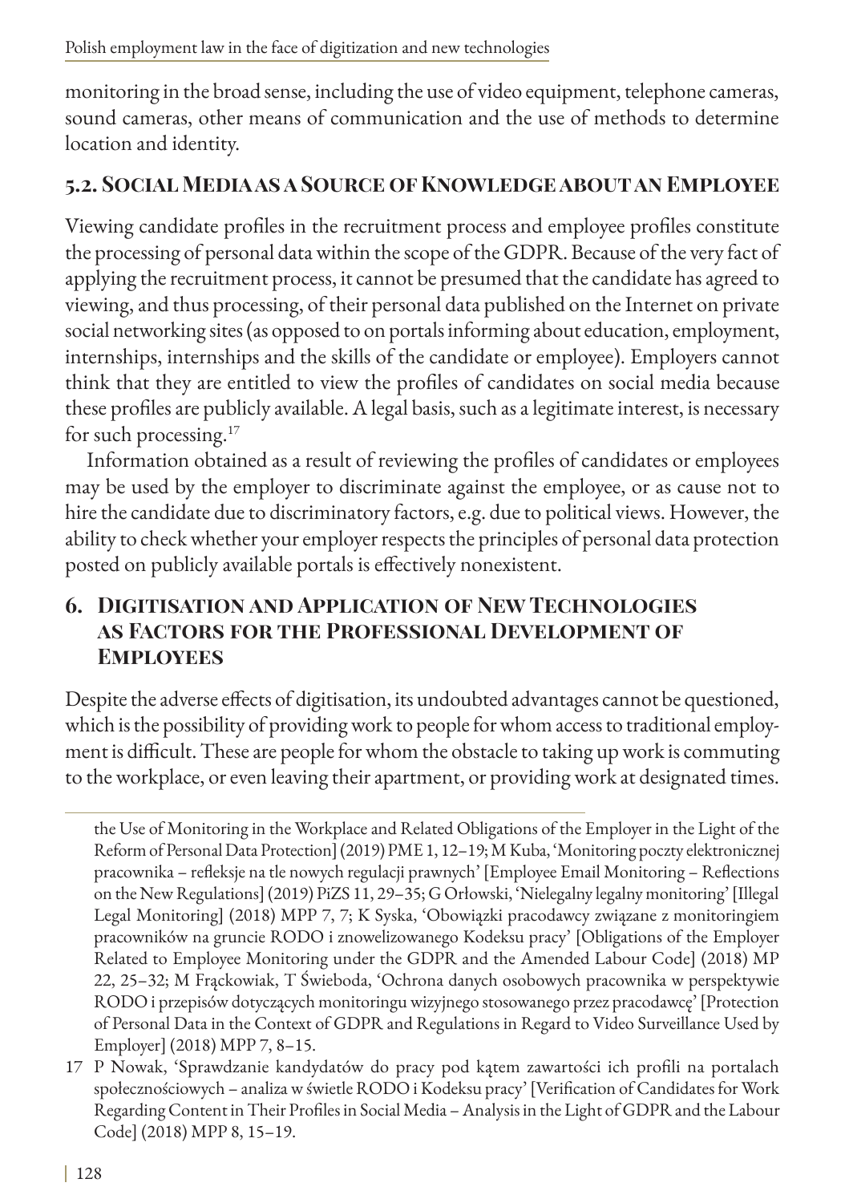monitoring in the broad sense, including the use of video equipment, telephone cameras, sound cameras, other means of communication and the use of methods to determine location and identity.

### 5.2. Social Media as a Source of Knowledge about an Employee

Viewing candidate profiles in the recruitment process and employee profiles constitute the processing of personal data within the scope of the GDPR. Because of the very fact of applying the recruitment process, it cannot be presumed that the candidate has agreed to viewing, and thus processing, of their personal data published on the Internet on private social networking sites (as opposed to on portals informing about education, employment, internships, internships and the skills of the candidate or employee). Employers cannot think that they are entitled to view the profiles of candidates on social media because these profiles are publicly available. A legal basis, such as a legitimate interest, is necessary for such processing.[17]

Information obtained as a result of reviewing the profiles of candidates or employees may be used by the employer to discriminate against the employee, or as cause not to hire the candidate due to discriminatory factors, e.g. due to political views. However, the ability to check whether your employer respects the principles of personal data protection posted on publicly available portals is effectively nonexistent.

## 6. Digitisation and Application of New Technologies as Factors for the Professional Development of Employees

Despite the adverse effects of digitisation, its undoubted advantages cannot be questioned, which is the possibility of providing work to people for whom access to traditional employment is difficult. These are people for whom the obstacle to taking up work is commuting to the workplace, or even leaving their apartment, or providing work at designated times.

---

the Use of Monitoring in the Workplace and Related Obligations of the Employer in the Light of the Reform of Personal Data Protection] (2019) PME 1, 12–19; M Kuba, 'Monitoring poczty elektronicznej pracownika – refleksje na tle nowych regulacji prawnych' [Employee Email Monitoring – Reflections on the New Regulations] (2019) PiZS 11, 29–35; G Orłowski, 'Nielegalny legalny monitoring' [Illegal Legal Monitoring] (2018) MPP 7, 7; K Syska, 'Obowiązki pracodawcy związane z monitoringiem pracowników na gruncie RODO i znowelizowanego Kodeksu pracy' [Obligations of the Employer Related to Employee Monitoring under the GDPR and the Amended Labour Code] (2018) MP 22, 25–32; M Frąckowiak, T Świeboda, 'Ochrona danych osobowych pracownika w perspektywie RODO i przepisów dotyczących monitoringu wizyjnego stosowanego przez pracodawcę' [Protection of Personal Data in the Context of GDPR and Regulations in Regard to Video Surveillance Used by Employer] (2018) MPP 7, 8–15.

17 P Nowak, 'Sprawdzanie kandydatów do pracy pod kątem zawartości ich profili na portalach społecznościowych – analiza w świetle RODO i Kodeksu pracy' [Verification of Candidates for Work Regarding Content in Their Profiles in Social Media – Analysis in the Light of GDPR and the Labour Code] (2018) MPP 8, 15–19.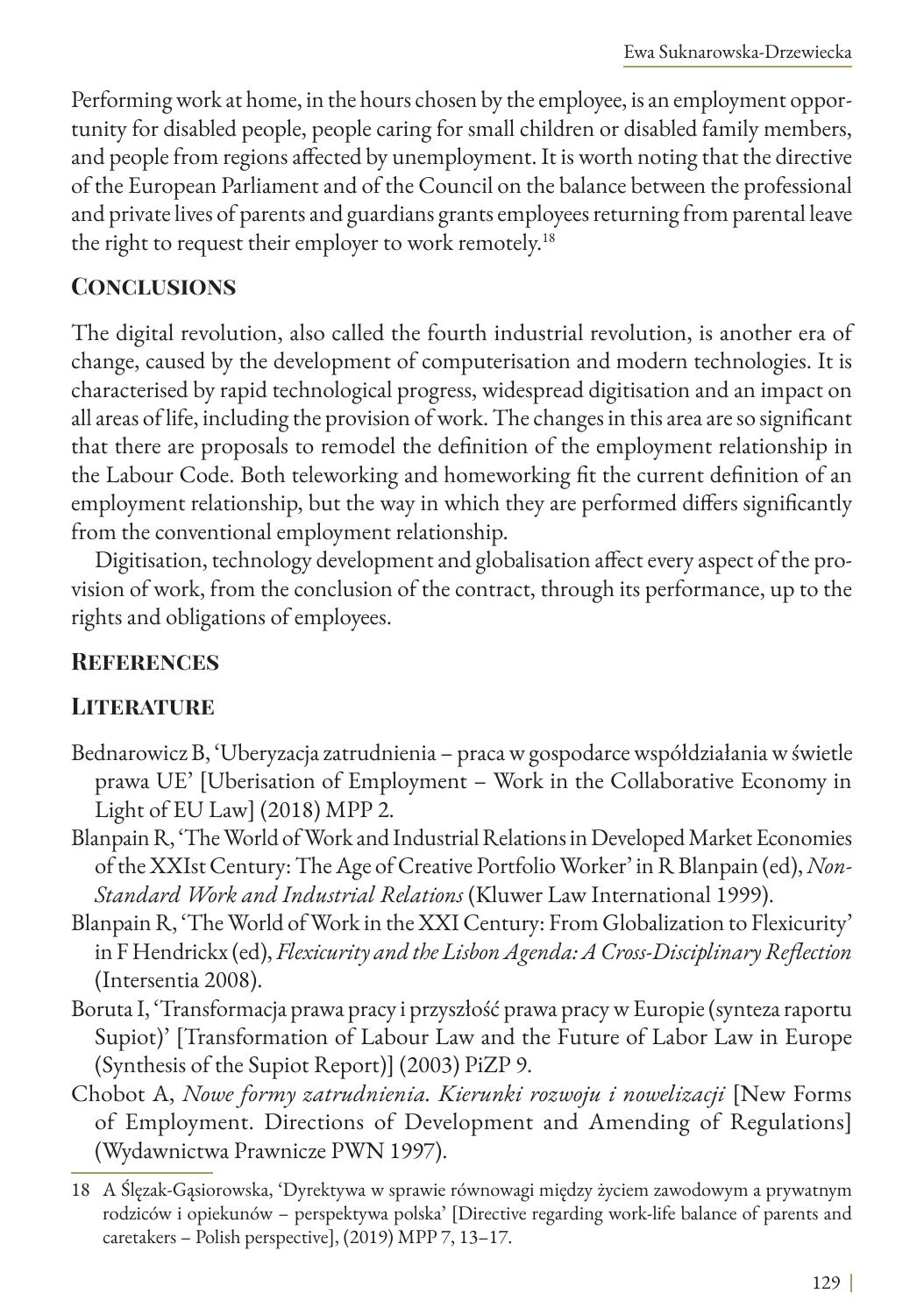Performing work at home, in the hours chosen by the employee, is an employment opportunity for disabled people, people caring for small children or disabled family members, and people from regions affected by unemployment. It is worth noting that the directive of the European Parliament and of the Council on the balance between the professional and private lives of parents and guardians grants employees returning from parental leave the right to request their employer to work remotely.[18]

## Conclusions

The digital revolution, also called the fourth industrial revolution, is another era of change, caused by the development of computerisation and modern technologies. It is characterised by rapid technological progress, widespread digitisation and an impact on all areas of life, including the provision of work. The changes in this area are so significant that there are proposals to remodel the definition of the employment relationship in the Labour Code. Both teleworking and homeworking fit the current definition of an employment relationship, but the way in which they are performed differs significantly from the conventional employment relationship.

Digitisation, technology development and globalisation affect every aspect of the provision of work, from the conclusion of the contract, through its performance, up to the rights and obligations of employees.

## References

### Literature

Bednarowicz B, 'Uberyzacja zatrudnienia – praca w gospodarce współdziałania w świetle prawa UE' [Uberisation of Employment – Work in the Collaborative Economy in Light of EU Law] (2018) MPP 2.

Blanpain R, 'The World of Work and Industrial Relations in Developed Market Economies of the XXIst Century: The Age of Creative Portfolio Worker' in R Blanpain (ed), *Non-Standard Work and Industrial Relations* (Kluwer Law International 1999).

Blanpain R, 'The World of Work in the XXI Century: From Globalization to Flexicurity' in F Hendrickx (ed), *Flexicurity and the Lisbon Agenda: A Cross-Disciplinary Reflection* (Intersentia 2008).

Boruta I, 'Transformacja prawa pracy i przyszłość prawa pracy w Europie (synteza raportu Supiot)' [Transformation of Labour Law and the Future of Labor Law in Europe (Synthesis of the Supiot Report)] (2003) PiZP 9.

Chobot A, *Nowe formy zatrudnienia. Kierunki rozwoju i nowelizacji* [New Forms of Employment. Directions of Development and Amending of Regulations] (Wydawnictwa Prawnicze PWN 1997).

---

18 A Ślęzak-Gąsiorowska, 'Dyrektywa w sprawie równowagi między życiem zawodowym a prywatnym rodziców i opiekunów – perspektywa polska' [Directive regarding work-life balance of parents and caretakers – Polish perspective], (2019) MPP 7, 13–17.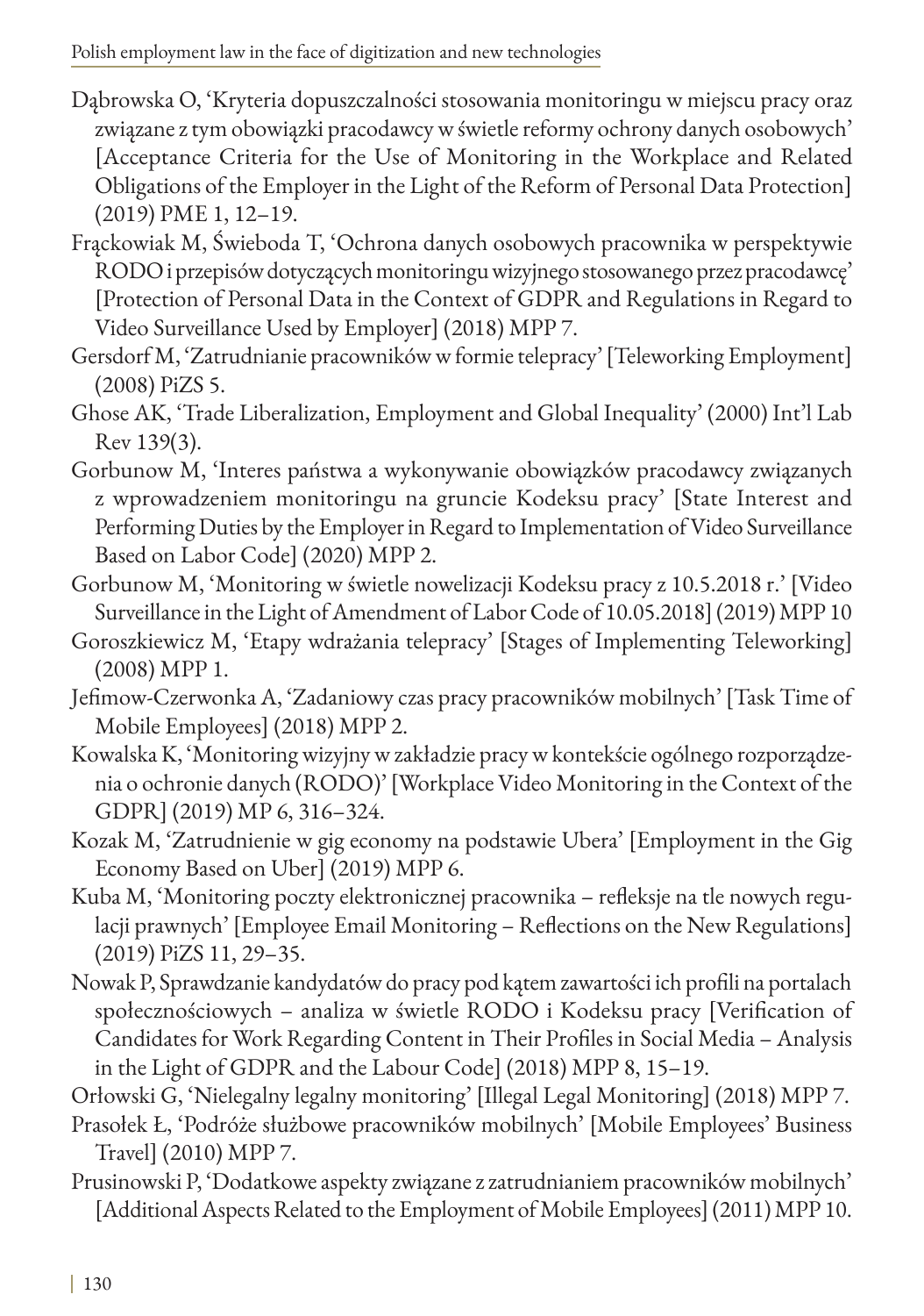Dąbrowska O, 'Kryteria dopuszczalności stosowania monitoringu w miejscu pracy oraz związane z tym obowiązki pracodawcy w świetle reformy ochrony danych osobowych' [Acceptance Criteria for the Use of Monitoring in the Workplace and Related Obligations of the Employer in the Light of the Reform of Personal Data Protection] (2019) PME 1, 12–19.

Frąckowiak M, Świeboda T, 'Ochrona danych osobowych pracownika w perspektywie RODO i przepisów dotyczących monitoringu wizyjnego stosowanego przez pracodawcę' [Protection of Personal Data in the Context of GDPR and Regulations in Regard to Video Surveillance Used by Employer] (2018) MPP 7.

Gersdorf M, 'Zatrudnianie pracowników w formie telepracy' [Teleworking Employment] (2008) PiZS 5.

Ghose AK, 'Trade Liberalization, Employment and Global Inequality' (2000) Int'l Lab Rev 139(3).

Gorbunow M, 'Interes państwa a wykonywanie obowiązków pracodawcy związanych z wprowadzeniem monitoringu na gruncie Kodeksu pracy' [State Interest and Performing Duties by the Employer in Regard to Implementation of Video Surveillance Based on Labor Code] (2020) MPP 2.

Gorbunow M, 'Monitoring w świetle nowelizacji Kodeksu pracy z 10.5.2018 r.' [Video Surveillance in the Light of Amendment of Labor Code of 10.05.2018] (2019) MPP 10

Goroszkiewicz M, 'Etapy wdrażania telepracy' [Stages of Implementing Teleworking] (2008) MPP 1.

Jefimow-Czerwonka A, 'Zadaniowy czas pracy pracowników mobilnych' [Task Time of Mobile Employees] (2018) MPP 2.

Kowalska K, 'Monitoring wizyjny w zakładzie pracy w kontekście ogólnego rozporządzenia o ochronie danych (RODO)' [Workplace Video Monitoring in the Context of the GDPR] (2019) MP 6, 316–324.

Kozak M, 'Zatrudnienie w gig economy na podstawie Ubera' [Employment in the Gig Economy Based on Uber] (2019) MPP 6.

Kuba M, 'Monitoring poczty elektronicznej pracownika – refleksje na tle nowych regulacji prawnych' [Employee Email Monitoring – Reflections on the New Regulations] (2019) PiZS 11, 29–35.

Nowak P, Sprawdzanie kandydatów do pracy pod kątem zawartości ich profili na portalach społecznościowych – analiza w świetle RODO i Kodeksu pracy [Verification of Candidates for Work Regarding Content in Their Profiles in Social Media – Analysis in the Light of GDPR and the Labour Code] (2018) MPP 8, 15–19.

Orłowski G, 'Nielegalny legalny monitoring' [Illegal Legal Monitoring] (2018) MPP 7.

Prasołek Ł, 'Podróże służbowe pracowników mobilnych' [Mobile Employees' Business Travel] (2010) MPP 7.

Prusinowski P, 'Dodatkowe aspekty związane z zatrudnianiem pracowników mobilnych' [Additional Aspects Related to the Employment of Mobile Employees] (2011) MPP 10.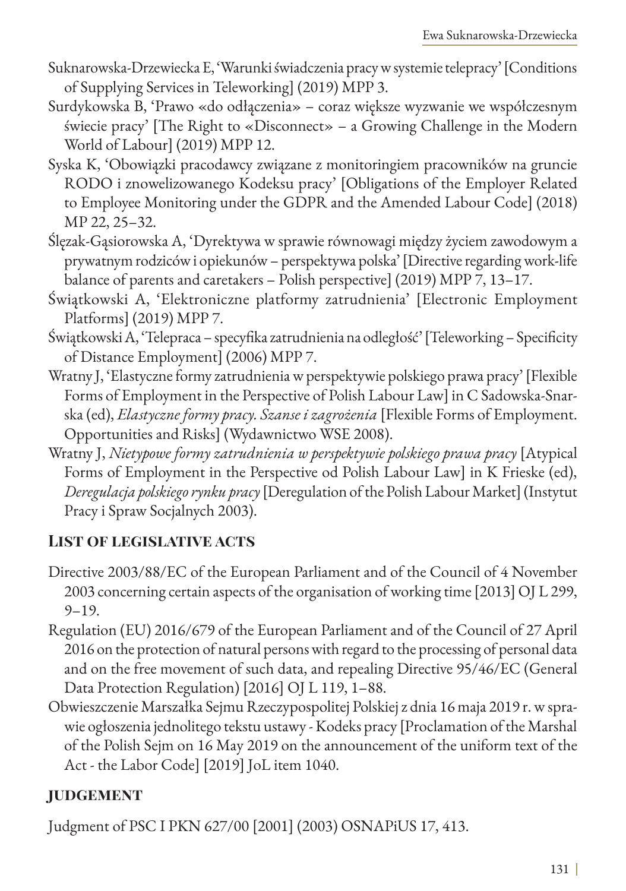Suknarowska-Drzewiecka E, 'Warunki świadczenia pracy w systemie telepracy' [Conditions of Supplying Services in Teleworking] (2019) MPP 3.

Surdykowska B, 'Prawo «do odłączenia» – coraz większe wyzwanie we współczesnym świecie pracy' [The Right to «Disconnect» – a Growing Challenge in the Modern World of Labour] (2019) MPP 12.

Syska K, 'Obowiązki pracodawcy związane z monitoringiem pracowników na gruncie RODO i znowelizowanego Kodeksu pracy' [Obligations of the Employer Related to Employee Monitoring under the GDPR and the Amended Labour Code] (2018) MP 22, 25–32.

Ślęzak-Gąsiorowska A, 'Dyrektywa w sprawie równowagi między życiem zawodowym a prywatnym rodziców i opiekunów – perspektywa polska' [Directive regarding work-life balance of parents and caretakers – Polish perspective] (2019) MPP 7, 13–17.

Świątkowski A, 'Elektroniczne platformy zatrudnienia' [Electronic Employment Platforms] (2019) MPP 7.

Świątkowski A, 'Telepraca – specyfika zatrudnienia na odległość' [Teleworking – Specificity of Distance Employment] (2006) MPP 7.

Wratny J, 'Elastyczne formy zatrudnienia w perspektywie polskiego prawa pracy' [Flexible Forms of Employment in the Perspective of Polish Labour Law] in C Sadowska-Snarska (ed), *Elastyczne formy pracy. Szanse i zagrożenia* [Flexible Forms of Employment. Opportunities and Risks] (Wydawnictwo WSE 2008).

Wratny J, *Nietypowe formy zatrudnienia w perspektywie polskiego prawa pracy* [Atypical Forms of Employment in the Perspective od Polish Labour Law] in K Frieske (ed), *Deregulacja polskiego rynku pracy* [Deregulation of the Polish Labour Market] (Instytut Pracy i Spraw Socjalnych 2003).

## List of legislative acts

Directive 2003/88/EC of the European Parliament and of the Council of 4 November 2003 concerning certain aspects of the organisation of working time [2013] OJ L 299, 9–19.

Regulation (EU) 2016/679 of the European Parliament and of the Council of 27 April 2016 on the protection of natural persons with regard to the processing of personal data and on the free movement of such data, and repealing Directive 95/46/EC (General Data Protection Regulation) [2016] OJ L 119, 1–88.

Obwieszczenie Marszałka Sejmu Rzeczypospolitej Polskiej z dnia 16 maja 2019 r. w sprawie ogłoszenia jednolitego tekstu ustawy - Kodeks pracy [Proclamation of the Marshal of the Polish Sejm on 16 May 2019 on the announcement of the uniform text of the Act - the Labor Code] [2019] JoL item 1040.

## Judgement

Judgment of PSC I PKN 627/00 [2001] (2003) OSNAPiUS 17, 413.